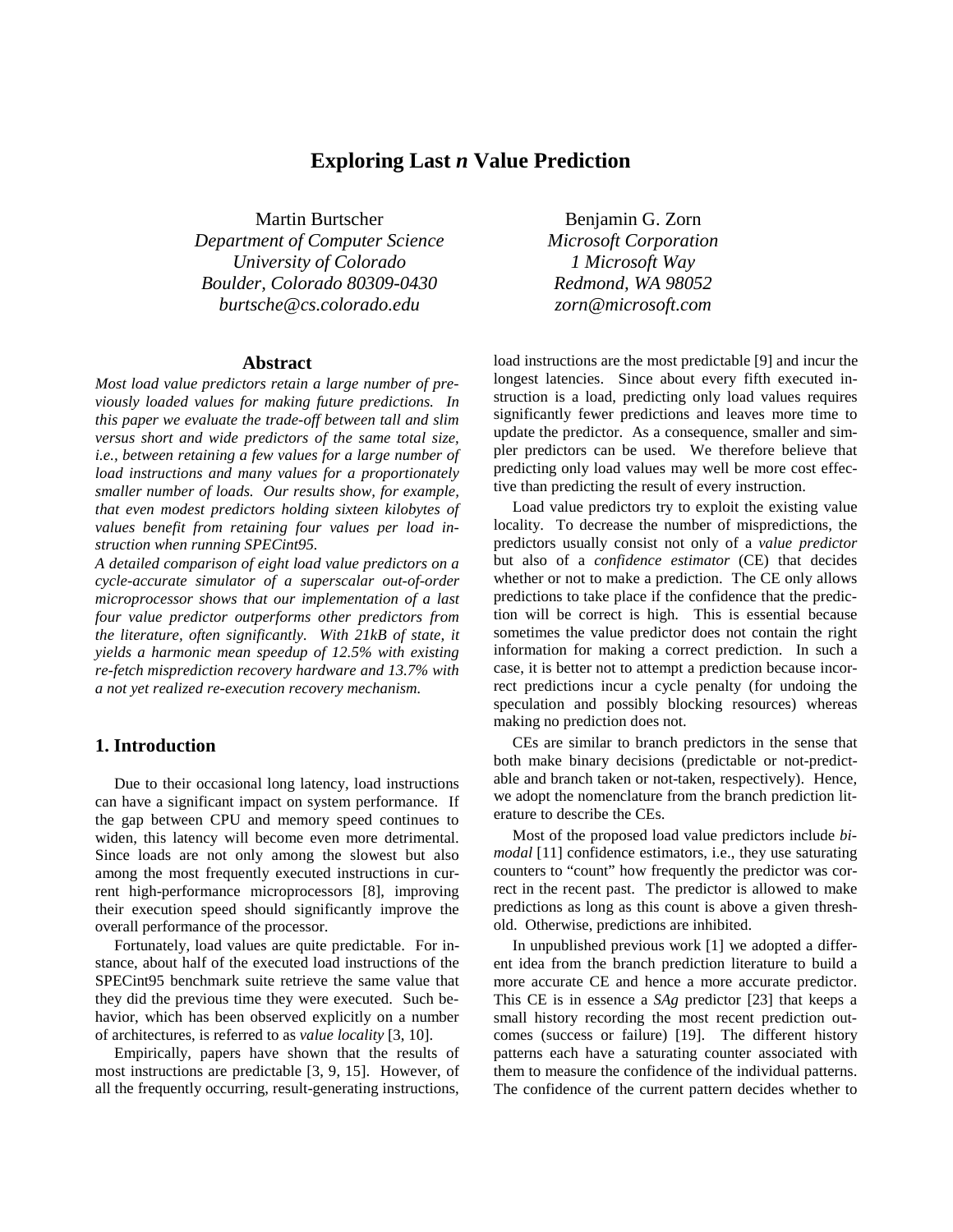# Exploring Last *n* Value Prediction

Martin Burtscher
*Department of Computer Science*
*University of Colorado*
*Boulder, Colorado 80309-0430*
*burtsche@cs.colorado.edu*

Benjamin G. Zorn
*Microsoft Corporation*
*1 Microsoft Way*
*Redmond, WA 98052*
*zorn@microsoft.com*

## Abstract

*Most load value predictors retain a large number of previously loaded values for making future predictions. In this paper we evaluate the trade-off between tall and slim versus short and wide predictors of the same total size, i.e., between retaining a few values for a large number of load instructions and many values for a proportionately smaller number of loads. Our results show, for example, that even modest predictors holding sixteen kilobytes of values benefit from retaining four values per load instruction when running SPECint95.*

*A detailed comparison of eight load value predictors on a cycle-accurate simulator of a superscalar out-of-order microprocessor shows that our implementation of a last four value predictor outperforms other predictors from the literature, often significantly. With 21kB of state, it yields a harmonic mean speedup of 12.5% with existing re-fetch misprediction recovery hardware and 13.7% with a not yet realized re-execution recovery mechanism.*

## 1. Introduction

Due to their occasional long latency, load instructions can have a significant impact on system performance. If the gap between CPU and memory speed continues to widen, this latency will become even more detrimental. Since loads are not only among the slowest but also among the most frequently executed instructions in current high-performance microprocessors [8], improving their execution speed should significantly improve the overall performance of the processor.

Fortunately, load values are quite predictable. For instance, about half of the executed load instructions of the SPECint95 benchmark suite retrieve the same value that they did the previous time they were executed. Such behavior, which has been observed explicitly on a number of architectures, is referred to as *value locality* [3, 10].

Empirically, papers have shown that the results of most instructions are predictable [3, 9, 15]. However, of all the frequently occurring, result-generating instructions, load instructions are the most predictable [9] and incur the longest latencies. Since about every fifth executed instruction is a load, predicting only load values requires significantly fewer predictions and leaves more time to update the predictor. As a consequence, smaller and simpler predictors can be used. We therefore believe that predicting only load values may well be more cost effective than predicting the result of every instruction.

Load value predictors try to exploit the existing value locality. To decrease the number of mispredictions, the predictors usually consist not only of a *value predictor* but also of a *confidence estimator* (CE) that decides whether or not to make a prediction. The CE only allows predictions to take place if the confidence that the prediction will be correct is high. This is essential because sometimes the value predictor does not contain the right information for making a correct prediction. In such a case, it is better not to attempt a prediction because incorrect predictions incur a cycle penalty (for undoing the speculation and possibly blocking resources) whereas making no prediction does not.

CEs are similar to branch predictors in the sense that both make binary decisions (predictable or not-predictable and branch taken or not-taken, respectively). Hence, we adopt the nomenclature from the branch prediction literature to describe the CEs.

Most of the proposed load value predictors include *bimodal* [11] confidence estimators, i.e., they use saturating counters to "count" how frequently the predictor was correct in the recent past. The predictor is allowed to make predictions as long as this count is above a given threshold. Otherwise, predictions are inhibited.

In unpublished previous work [1] we adopted a different idea from the branch prediction literature to build a more accurate CE and hence a more accurate predictor. This CE is in essence a *SAg* predictor [23] that keeps a small history recording the most recent prediction outcomes (success or failure) [19]. The different history patterns each have a saturating counter associated with them to measure the confidence of the individual patterns. The confidence of the current pattern decides whether to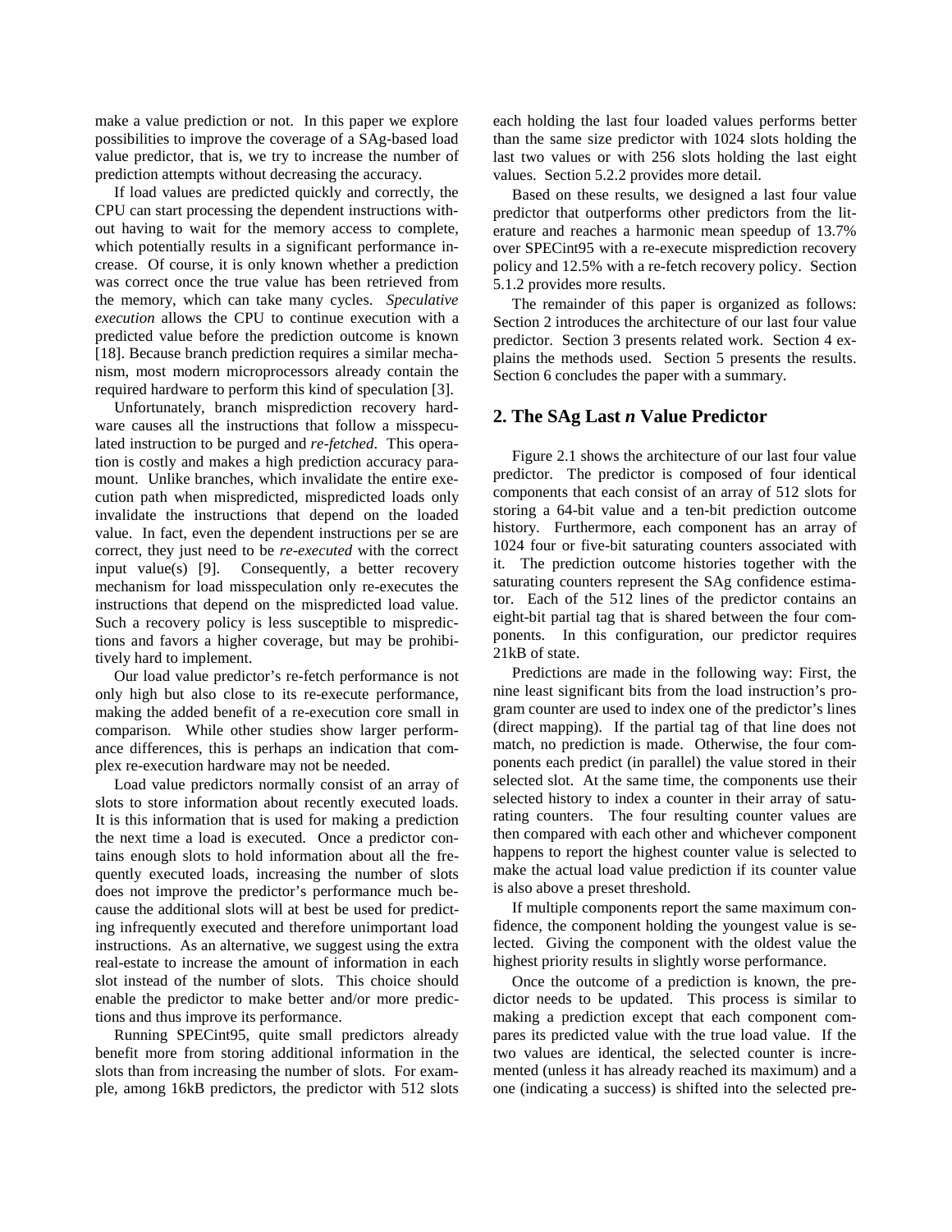make a value prediction or not. In this paper we explore possibilities to improve the coverage of a SAg-based load value predictor, that is, we try to increase the number of prediction attempts without decreasing the accuracy.

If load values are predicted quickly and correctly, the CPU can start processing the dependent instructions without having to wait for the memory access to complete, which potentially results in a significant performance increase. Of course, it is only known whether a prediction was correct once the true value has been retrieved from the memory, which can take many cycles. *Speculative execution* allows the CPU to continue execution with a predicted value before the prediction outcome is known [18]. Because branch prediction requires a similar mechanism, most modern microprocessors already contain the required hardware to perform this kind of speculation [3].

Unfortunately, branch misprediction recovery hardware causes all the instructions that follow a misspeculated instruction to be purged and *re-fetched*. This operation is costly and makes a high prediction accuracy paramount. Unlike branches, which invalidate the entire execution path when mispredicted, mispredicted loads only invalidate the instructions that depend on the loaded value. In fact, even the dependent instructions per se are correct, they just need to be *re-executed* with the correct input value(s) [9]. Consequently, a better recovery mechanism for load misspeculation only re-executes the instructions that depend on the mispredicted load value. Such a recovery policy is less susceptible to mispredictions and favors a higher coverage, but may be prohibitively hard to implement.

Our load value predictor's re-fetch performance is not only high but also close to its re-execute performance, making the added benefit of a re-execution core small in comparison. While other studies show larger performance differences, this is perhaps an indication that complex re-execution hardware may not be needed.

Load value predictors normally consist of an array of slots to store information about recently executed loads. It is this information that is used for making a prediction the next time a load is executed. Once a predictor contains enough slots to hold information about all the frequently executed loads, increasing the number of slots does not improve the predictor's performance much because the additional slots will at best be used for predicting infrequently executed and therefore unimportant load instructions. As an alternative, we suggest using the extra real-estate to increase the amount of information in each slot instead of the number of slots. This choice should enable the predictor to make better and/or more predictions and thus improve its performance.

Running SPECint95, quite small predictors already benefit more from storing additional information in the slots than from increasing the number of slots. For example, among 16kB predictors, the predictor with 512 slots each holding the last four loaded values performs better than the same size predictor with 1024 slots holding the last two values or with 256 slots holding the last eight values. Section 5.2.2 provides more detail.

Based on these results, we designed a last four value predictor that outperforms other predictors from the literature and reaches a harmonic mean speedup of 13.7% over SPECint95 with a re-execute misprediction recovery policy and 12.5% with a re-fetch recovery policy. Section 5.1.2 provides more results.

The remainder of this paper is organized as follows: Section 2 introduces the architecture of our last four value predictor. Section 3 presents related work. Section 4 explains the methods used. Section 5 presents the results. Section 6 concludes the paper with a summary.

## 2. The SAg Last *n* Value Predictor

Figure 2.1 shows the architecture of our last four value predictor. The predictor is composed of four identical components that each consist of an array of 512 slots for storing a 64-bit value and a ten-bit prediction outcome history. Furthermore, each component has an array of 1024 four or five-bit saturating counters associated with it. The prediction outcome histories together with the saturating counters represent the SAg confidence estimator. Each of the 512 lines of the predictor contains an eight-bit partial tag that is shared between the four components. In this configuration, our predictor requires 21kB of state.

Predictions are made in the following way: First, the nine least significant bits from the load instruction's program counter are used to index one of the predictor's lines (direct mapping). If the partial tag of that line does not match, no prediction is made. Otherwise, the four components each predict (in parallel) the value stored in their selected slot. At the same time, the components use their selected history to index a counter in their array of saturating counters. The four resulting counter values are then compared with each other and whichever component happens to report the highest counter value is selected to make the actual load value prediction if its counter value is also above a preset threshold.

If multiple components report the same maximum confidence, the component holding the youngest value is selected. Giving the component with the oldest value the highest priority results in slightly worse performance.

Once the outcome of a prediction is known, the predictor needs to be updated. This process is similar to making a prediction except that each component compares its predicted value with the true load value. If the two values are identical, the selected counter is incremented (unless it has already reached its maximum) and a one (indicating a success) is shifted into the selected pre-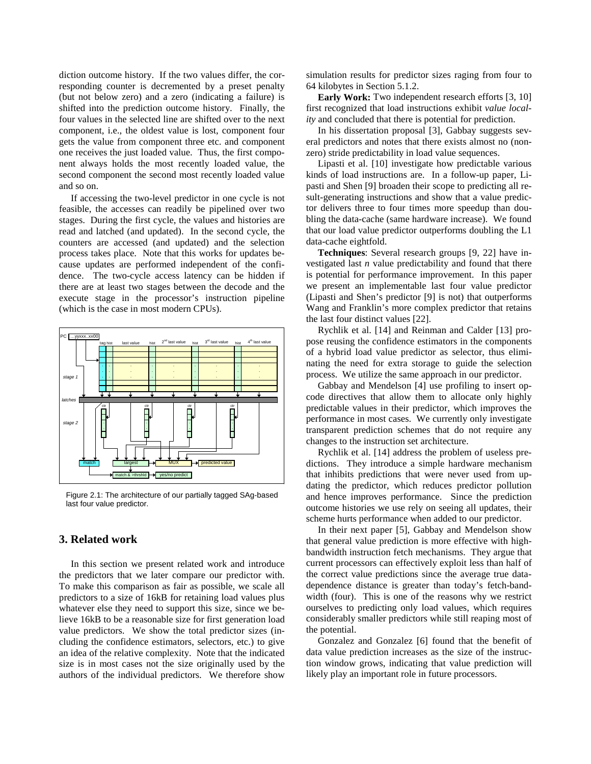diction outcome history. If the two values differ, the corresponding counter is decremented by a preset penalty (but not below zero) and a zero (indicating a failure) is shifted into the prediction outcome history. Finally, the four values in the selected line are shifted over to the next component, i.e., the oldest value is lost, component four gets the value from component three etc. and component one receives the just loaded value. Thus, the first component always holds the most recently loaded value, the second component the second most recently loaded value and so on.

If accessing the two-level predictor in one cycle is not feasible, the accesses can readily be pipelined over two stages. During the first cycle, the values and histories are read and latched (and updated). In the second cycle, the counters are accessed (and updated) and the selection process takes place. Note that this works for updates because updates are performed independent of the confidence. The two-cycle access latency can be hidden if there are at least two stages between the decode and the execute stage in the processor's instruction pipeline (which is the case in most modern CPUs).

Figure 2.1: The architecture of our partially tagged SAg-based last four value predictor.

## 3. Related work

In this section we present related work and introduce the predictors that we later compare our predictor with. To make this comparison as fair as possible, we scale all predictors to a size of 16kB for retaining load values plus whatever else they need to support this size, since we believe 16kB to be a reasonable size for first generation load value predictors. We show the total predictor sizes (including the confidence estimators, selectors, etc.) to give an idea of the relative complexity. Note that the indicated size is in most cases not the size originally used by the authors of the individual predictors. We therefore show simulation results for predictor sizes raging from four to 64 kilobytes in Section 5.1.2.

**Early Work:** Two independent research efforts [3, 10] first recognized that load instructions exhibit *value locality* and concluded that there is potential for prediction.

In his dissertation proposal [3], Gabbay suggests several predictors and notes that there exists almost no (non-zero) stride predictability in load value sequences.

Lipasti et al. [10] investigate how predictable various kinds of load instructions are. In a follow-up paper, Lipasti and Shen [9] broaden their scope to predicting all result-generating instructions and show that a value predictor delivers three to four times more speedup than doubling the data-cache (same hardware increase). We found that our load value predictor outperforms doubling the L1 data-cache eightfold.

**Techniques**: Several research groups [9, 22] have investigated last *n* value predictability and found that there is potential for performance improvement. In this paper we present an implementable last four value predictor (Lipasti and Shen's predictor [9] is not) that outperforms Wang and Franklin's more complex predictor that retains the last four distinct values [22].

Rychlik et al. [14] and Reinman and Calder [13] propose reusing the confidence estimators in the components of a hybrid load value predictor as selector, thus eliminating the need for extra storage to guide the selection process. We utilize the same approach in our predictor.

Gabbay and Mendelson [4] use profiling to insert opcode directives that allow them to allocate only highly predictable values in their predictor, which improves the performance in most cases. We currently only investigate transparent prediction schemes that do not require any changes to the instruction set architecture.

Rychlik et al. [14] address the problem of useless predictions. They introduce a simple hardware mechanism that inhibits predictions that were never used from updating the predictor, which reduces predictor pollution and hence improves performance. Since the prediction outcome histories we use rely on seeing all updates, their scheme hurts performance when added to our predictor.

In their next paper [5], Gabbay and Mendelson show that general value prediction is more effective with high-bandwidth instruction fetch mechanisms. They argue that current processors can effectively exploit less than half of the correct value predictions since the average true data-dependence distance is greater than today's fetch-bandwidth (four). This is one of the reasons why we restrict ourselves to predicting only load values, which requires considerably smaller predictors while still reaping most of the potential.

Gonzalez and Gonzalez [6] found that the benefit of data value prediction increases as the size of the instruction window grows, indicating that value prediction will likely play an important role in future processors.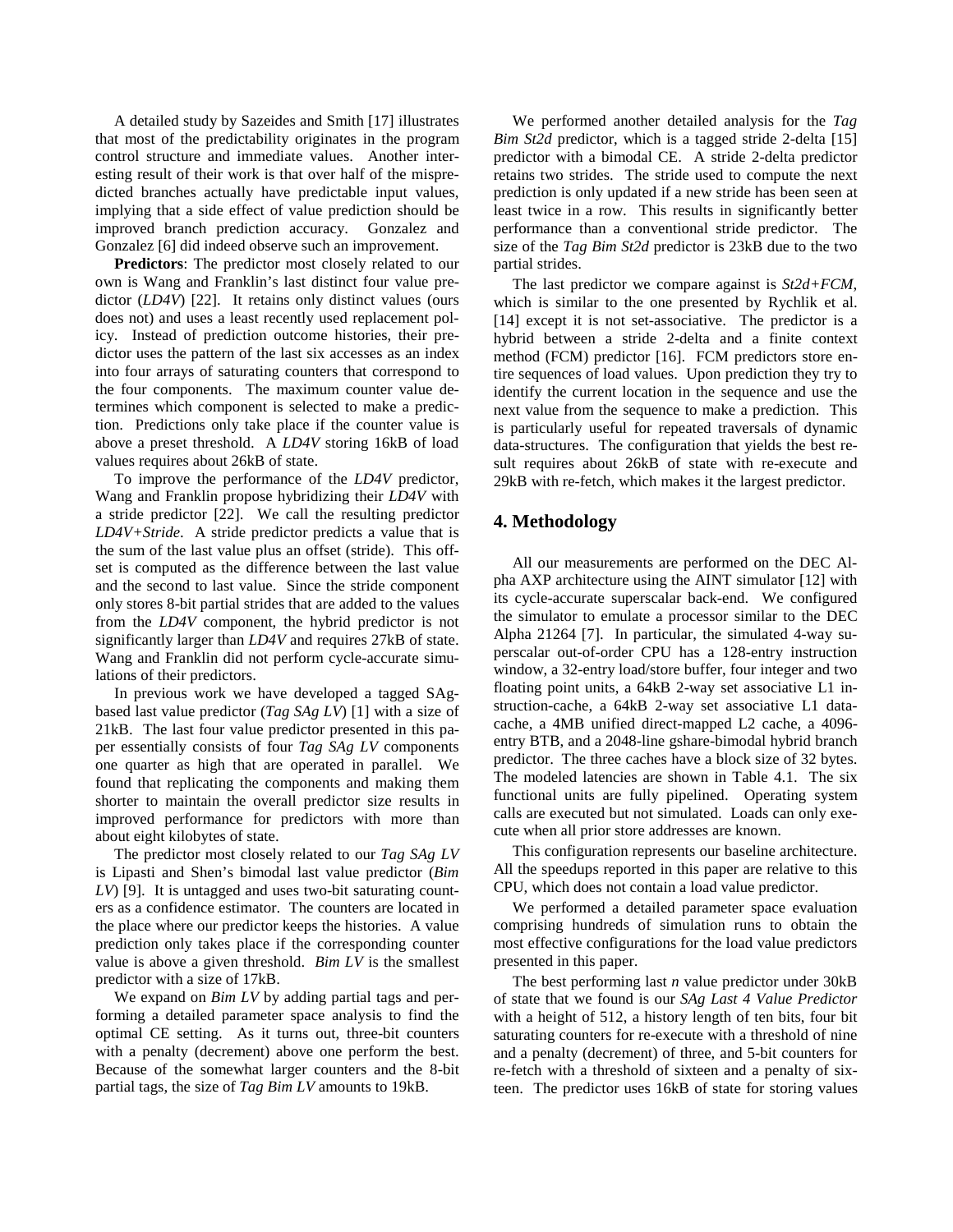A detailed study by Sazeides and Smith [17] illustrates that most of the predictability originates in the program control structure and immediate values. Another interesting result of their work is that over half of the mispredicted branches actually have predictable input values, implying that a side effect of value prediction should be improved branch prediction accuracy. Gonzalez and Gonzalez [6] did indeed observe such an improvement.

**Predictors**: The predictor most closely related to our own is Wang and Franklin's last distinct four value predictor (*LD4V*) [22]. It retains only distinct values (ours does not) and uses a least recently used replacement policy. Instead of prediction outcome histories, their predictor uses the pattern of the last six accesses as an index into four arrays of saturating counters that correspond to the four components. The maximum counter value determines which component is selected to make a prediction. Predictions only take place if the counter value is above a preset threshold. A *LD4V* storing 16kB of load values requires about 26kB of state.

To improve the performance of the *LD4V* predictor, Wang and Franklin propose hybridizing their *LD4V* with a stride predictor [22]. We call the resulting predictor *LD4V+Stride*. A stride predictor predicts a value that is the sum of the last value plus an offset (stride). This offset is computed as the difference between the last value and the second to last value. Since the stride component only stores 8-bit partial strides that are added to the values from the *LD4V* component, the hybrid predictor is not significantly larger than *LD4V* and requires 27kB of state. Wang and Franklin did not perform cycle-accurate simulations of their predictors.

In previous work we have developed a tagged SAg-based last value predictor (*Tag SAg LV*) [1] with a size of 21kB. The last four value predictor presented in this paper essentially consists of four *Tag SAg LV* components one quarter as high that are operated in parallel. We found that replicating the components and making them shorter to maintain the overall predictor size results in improved performance for predictors with more than about eight kilobytes of state.

The predictor most closely related to our *Tag SAg LV* is Lipasti and Shen's bimodal last value predictor (*Bim LV*) [9]. It is untagged and uses two-bit saturating counters as a confidence estimator. The counters are located in the place where our predictor keeps the histories. A value prediction only takes place if the corresponding counter value is above a given threshold. *Bim LV* is the smallest predictor with a size of 17kB.

We expand on *Bim LV* by adding partial tags and performing a detailed parameter space analysis to find the optimal CE setting. As it turns out, three-bit counters with a penalty (decrement) above one perform the best. Because of the somewhat larger counters and the 8-bit partial tags, the size of *Tag Bim LV* amounts to 19kB.

We performed another detailed analysis for the *Tag Bim St2d* predictor, which is a tagged stride 2-delta [15] predictor with a bimodal CE. A stride 2-delta predictor retains two strides. The stride used to compute the next prediction is only updated if a new stride has been seen at least twice in a row. This results in significantly better performance than a conventional stride predictor. The size of the *Tag Bim St2d* predictor is 23kB due to the two partial strides.

The last predictor we compare against is *St2d+FCM*, which is similar to the one presented by Rychlik et al. [14] except it is not set-associative. The predictor is a hybrid between a stride 2-delta and a finite context method (FCM) predictor [16]. FCM predictors store entire sequences of load values. Upon prediction they try to identify the current location in the sequence and use the next value from the sequence to make a prediction. This is particularly useful for repeated traversals of dynamic data-structures. The configuration that yields the best result requires about 26kB of state with re-execute and 29kB with re-fetch, which makes it the largest predictor.

## 4. Methodology

All our measurements are performed on the DEC Alpha AXP architecture using the AINT simulator [12] with its cycle-accurate superscalar back-end. We configured the simulator to emulate a processor similar to the DEC Alpha 21264 [7]. In particular, the simulated 4-way superscalar out-of-order CPU has a 128-entry instruction window, a 32-entry load/store buffer, four integer and two floating point units, a 64kB 2-way set associative L1 instruction-cache, a 64kB 2-way set associative L1 data-cache, a 4MB unified direct-mapped L2 cache, a 4096-entry BTB, and a 2048-line gshare-bimodal hybrid branch predictor. The three caches have a block size of 32 bytes. The modeled latencies are shown in Table 4.1. The six functional units are fully pipelined. Operating system calls are executed but not simulated. Loads can only execute when all prior store addresses are known.

This configuration represents our baseline architecture. All the speedups reported in this paper are relative to this CPU, which does not contain a load value predictor.

We performed a detailed parameter space evaluation comprising hundreds of simulation runs to obtain the most effective configurations for the load value predictors presented in this paper.

The best performing last *n* value predictor under 30kB of state that we found is our *SAg Last 4 Value Predictor* with a height of 512, a history length of ten bits, four bit saturating counters for re-execute with a threshold of nine and a penalty (decrement) of three, and 5-bit counters for re-fetch with a threshold of sixteen and a penalty of sixteen. The predictor uses 16kB of state for storing values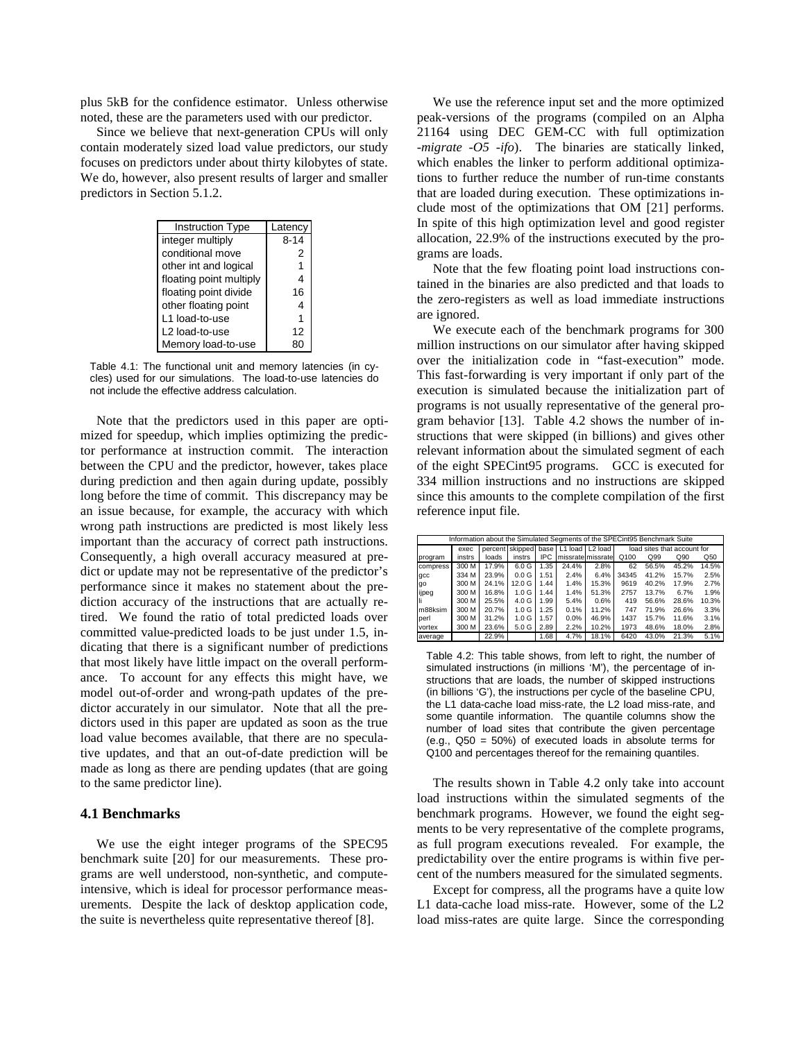plus 5kB for the confidence estimator. Unless otherwise noted, these are the parameters used with our predictor.

Since we believe that next-generation CPUs will only contain moderately sized load value predictors, our study focuses on predictors under about thirty kilobytes of state. We do, however, also present results of larger and smaller predictors in Section 5.1.2.

| Instruction Type | Latency |
|---|---|
| integer multiply | 8-14 |
| conditional move | 2 |
| other int and logical | 1 |
| floating point multiply | 4 |
| floating point divide | 16 |
| other floating point | 4 |
| L1 load-to-use | 1 |
| L2 load-to-use | 12 |
| Memory load-to-use | 80 |

Table 4.1: The functional unit and memory latencies (in cycles) used for our simulations. The load-to-use latencies do not include the effective address calculation.

Note that the predictors used in this paper are optimized for speedup, which implies optimizing the predictor performance at instruction commit. The interaction between the CPU and the predictor, however, takes place during prediction and then again during update, possibly long before the time of commit. This discrepancy may be an issue because, for example, the accuracy with which wrong path instructions are predicted is most likely less important than the accuracy of correct path instructions. Consequently, a high overall accuracy measured at predict or update may not be representative of the predictor's performance since it makes no statement about the prediction accuracy of the instructions that are actually retired. We found the ratio of total predicted loads over committed value-predicted loads to be just under 1.5, indicating that there is a significant number of predictions that most likely have little impact on the overall performance. To account for any effects this might have, we model out-of-order and wrong-path updates of the predictor accurately in our simulator. Note that all the predictors used in this paper are updated as soon as the true load value becomes available, that there are no speculative updates, and that an out-of-date prediction will be made as long as there are pending updates (that are going to the same predictor line).

### 4.1 Benchmarks

We use the eight integer programs of the SPEC95 benchmark suite [20] for our measurements. These programs are well understood, non-synthetic, and compute-intensive, which is ideal for processor performance measurements. Despite the lack of desktop application code, the suite is nevertheless quite representative thereof [8].

We use the reference input set and the more optimized peak-versions of the programs (compiled on an Alpha 21164 using DEC GEM-CC with full optimization *-migrate -O5 -ifo*). The binaries are statically linked, which enables the linker to perform additional optimizations to further reduce the number of run-time constants that are loaded during execution. These optimizations include most of the optimizations that OM [21] performs. In spite of this high optimization level and good register allocation, 22.9% of the instructions executed by the programs are loads.

Note that the few floating point load instructions contained in the binaries are also predicted and that loads to the zero-registers as well as load immediate instructions are ignored.

We execute each of the benchmark programs for 300 million instructions on our simulator after having skipped over the initialization code in "fast-execution" mode. This fast-forwarding is very important if only part of the execution is simulated because the initialization part of programs is not usually representative of the general program behavior [13]. Table 4.2 shows the number of instructions that were skipped (in billions) and gives other relevant information about the simulated segment of each of the eight SPECint95 programs. GCC is executed for 334 million instructions and no instructions are skipped since this amounts to the complete compilation of the first reference input file.

| Information about the Simulated Segments of the SPECint95 Benchmark Suite | | | | | | | | | | | |
|---|---|---|---|---|---|---|---|---|---|---|---|
| | exec | percent | skipped | base | L1 load | L2 load | load sites that account for | | | | |
| program | instrs | loads | instrs | IPC | missrate | missrate | Q100 | Q99 | Q90 | Q50 |
| compress | 300 M | 17.9% | 6.0 G | 1.35 | 24.4% | 2.8% | 62 | 56.5% | 45.2% | 14.5% |
| gcc | 334 M | 23.9% | 0.0 G | 1.51 | 2.4% | 6.4% | 34345 | 41.2% | 15.7% | 2.5% |
| go | 300 M | 24.1% | 12.0 G | 1.44 | 1.4% | 15.3% | 9619 | 40.2% | 17.9% | 2.7% |
| ijpeg | 300 M | 16.8% | 1.0 G | 1.44 | 1.4% | 51.3% | 2757 | 13.7% | 6.7% | 1.9% |
| li | 300 M | 25.5% | 4.0 G | 1.99 | 5.4% | 0.6% | 419 | 56.6% | 28.6% | 10.3% |
| m88ksim | 300 M | 20.7% | 1.0 G | 1.25 | 0.1% | 11.2% | 747 | 71.9% | 26.6% | 3.3% |
| perl | 300 M | 31.2% | 1.0 G | 1.57 | 0.0% | 46.9% | 1437 | 15.7% | 11.6% | 3.1% |
| vortex | 300 M | 23.6% | 5.0 G | 2.89 | 2.2% | 10.2% | 1973 | 48.6% | 18.0% | 2.8% |
| average | | 22.9% | | 1.68 | 4.7% | 18.1% | 6420 | 43.0% | 21.3% | 5.1% |

Table 4.2: This table shows, from left to right, the number of simulated instructions (in millions 'M'), the percentage of instructions that are loads, the number of skipped instructions (in billions 'G'), the instructions per cycle of the baseline CPU, the L1 data-cache load miss-rate, the L2 load miss-rate, and some quantile information. The quantile columns show the number of load sites that contribute the given percentage (e.g., Q50 = 50%) of executed loads in absolute terms for Q100 and percentages thereof for the remaining quantiles.

The results shown in Table 4.2 only take into account load instructions within the simulated segments of the benchmark programs. However, we found the eight segments to be very representative of the complete programs, as full program executions revealed. For example, the predictability over the entire programs is within five percent of the numbers measured for the simulated segments.

Except for compress, all the programs have a quite low L1 data-cache load miss-rate. However, some of the L2 load miss-rates are quite large. Since the corresponding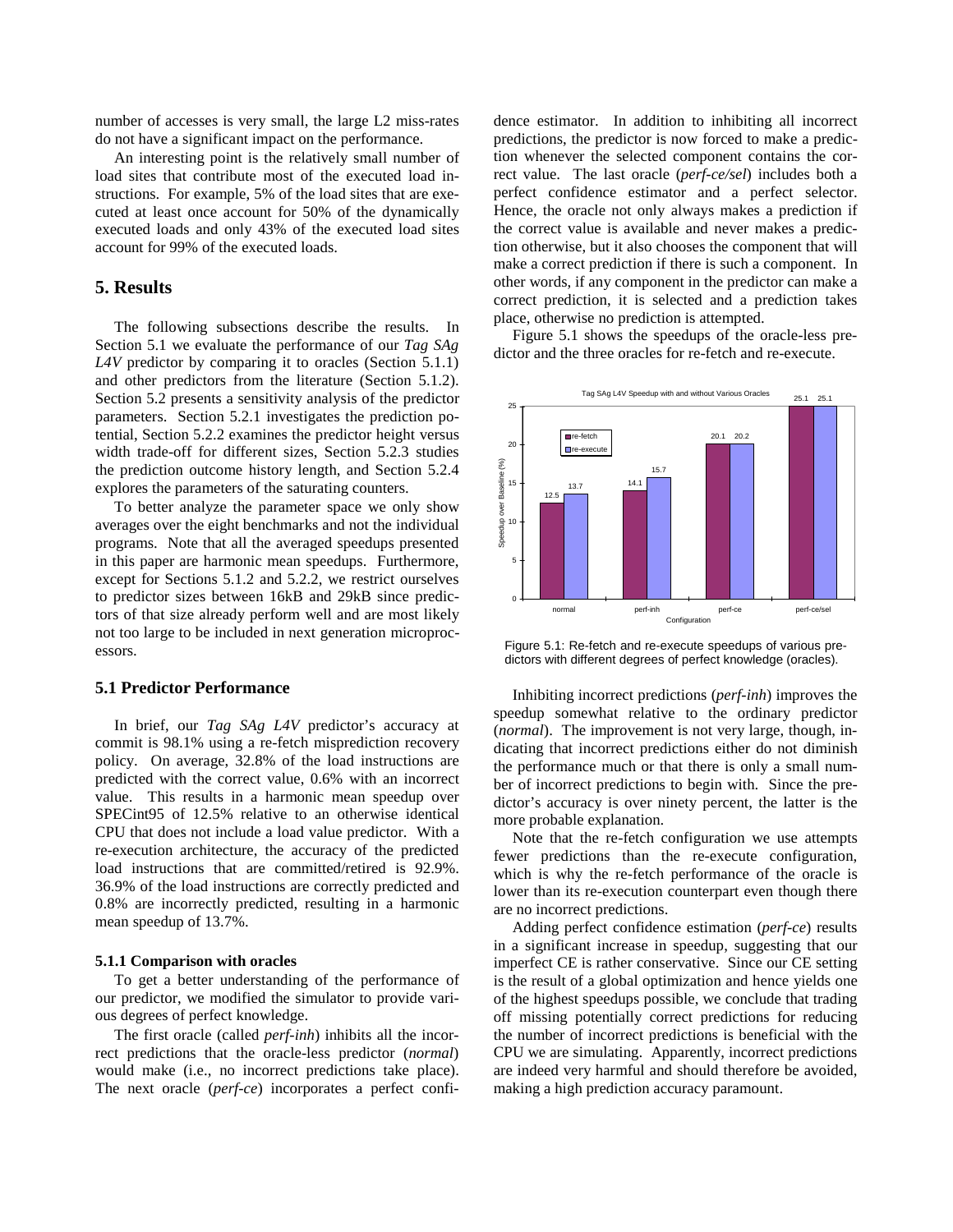number of accesses is very small, the large L2 miss-rates do not have a significant impact on the performance.

An interesting point is the relatively small number of load sites that contribute most of the executed load instructions. For example, 5% of the load sites that are executed at least once account for 50% of the dynamically executed loads and only 43% of the executed load sites account for 99% of the executed loads.

# 5. Results

The following subsections describe the results. In Section 5.1 we evaluate the performance of our *Tag SAg L4V* predictor by comparing it to oracles (Section 5.1.1) and other predictors from the literature (Section 5.1.2). Section 5.2 presents a sensitivity analysis of the predictor parameters. Section 5.2.1 investigates the prediction potential, Section 5.2.2 examines the predictor height versus width trade-off for different sizes, Section 5.2.3 studies the prediction outcome history length, and Section 5.2.4 explores the parameters of the saturating counters.

To better analyze the parameter space we only show averages over the eight benchmarks and not the individual programs. Note that all the averaged speedups presented in this paper are harmonic mean speedups. Furthermore, except for Sections 5.1.2 and 5.2.2, we restrict ourselves to predictor sizes between 16kB and 29kB since predictors of that size already perform well and are most likely not too large to be included in next generation microprocessors.

## 5.1 Predictor Performance

In brief, our *Tag SAg L4V* predictor's accuracy at commit is 98.1% using a re-fetch misprediction recovery policy. On average, 32.8% of the load instructions are predicted with the correct value, 0.6% with an incorrect value. This results in a harmonic mean speedup over SPECint95 of 12.5% relative to an otherwise identical CPU that does not include a load value predictor. With a re-execution architecture, the accuracy of the predicted load instructions that are committed/retired is 92.9%. 36.9% of the load instructions are correctly predicted and 0.8% are incorrectly predicted, resulting in a harmonic mean speedup of 13.7%.

### 5.1.1 Comparison with oracles

To get a better understanding of the performance of our predictor, we modified the simulator to provide various degrees of perfect knowledge.

The first oracle (called *perf-inh*) inhibits all the incorrect predictions that the oracle-less predictor (*normal*) would make (i.e., no incorrect predictions take place). The next oracle (*perf-ce*) incorporates a perfect confidence estimator. In addition to inhibiting all incorrect predictions, the predictor is now forced to make a prediction whenever the selected component contains the correct value. The last oracle (*perf-ce/sel*) includes both a perfect confidence estimator and a perfect selector. Hence, the oracle not only always makes a prediction if the correct value is available and never makes a prediction otherwise, but it also chooses the component that will make a correct prediction if there is such a component. In other words, if any component in the predictor can make a correct prediction, it is selected and a prediction takes place, otherwise no prediction is attempted.

Figure 5.1 shows the speedups of the oracle-less predictor and the three oracles for re-fetch and re-execute.

Tag SAg L4V Speedup with and without Various Oracles

| Configuration | re-fetch | re-execute |
|---|---|---|
| normal | 12.5 | 13.7 |
| perf-inh | 14.1 | 15.7 |
| perf-ce | 20.1 | 20.2 |
| perf-ce/sel | 25.1 | 25.1 |

Figure 5.1: Re-fetch and re-execute speedups of various predictors with different degrees of perfect knowledge (oracles).

Inhibiting incorrect predictions (*perf-inh*) improves the speedup somewhat relative to the ordinary predictor (*normal*). The improvement is not very large, though, indicating that incorrect predictions either do not diminish the performance much or that there is only a small number of incorrect predictions to begin with. Since the predictor's accuracy is over ninety percent, the latter is the more probable explanation.

Note that the re-fetch configuration we use attempts fewer predictions than the re-execute configuration, which is why the re-fetch performance of the oracle is lower than its re-execution counterpart even though there are no incorrect predictions.

Adding perfect confidence estimation (*perf-ce*) results in a significant increase in speedup, suggesting that our imperfect CE is rather conservative. Since our CE setting is the result of a global optimization and hence yields one of the highest speedups possible, we conclude that trading off missing potentially correct predictions for reducing the number of incorrect predictions is beneficial with the CPU we are simulating. Apparently, incorrect predictions are indeed very harmful and should therefore be avoided, making a high prediction accuracy paramount.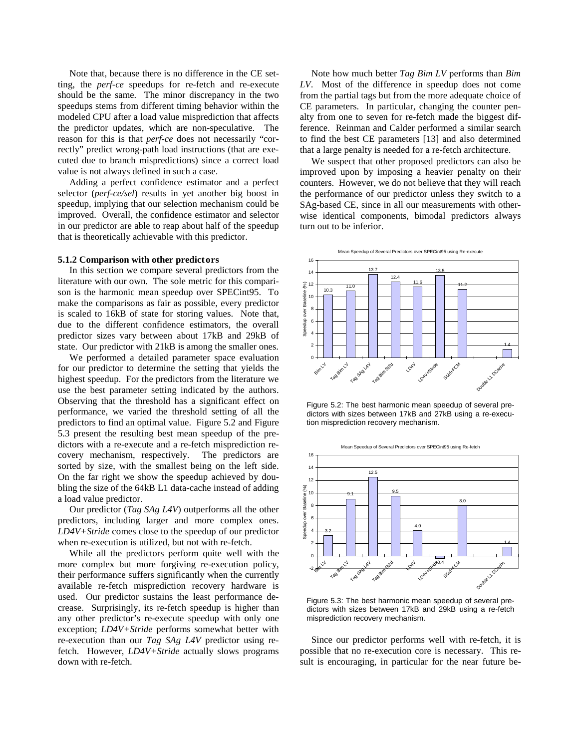Note that, because there is no difference in the CE setting, the *perf-ce* speedups for re-fetch and re-execute should be the same. The minor discrepancy in the two speedups stems from different timing behavior within the modeled CPU after a load value misprediction that affects the predictor updates, which are non-speculative. The reason for this is that *perf-ce* does not necessarily "correctly" predict wrong-path load instructions (that are executed due to branch mispredictions) since a correct load value is not always defined in such a case.

Adding a perfect confidence estimator and a perfect selector (*perf-ce/sel*) results in yet another big boost in speedup, implying that our selection mechanism could be improved. Overall, the confidence estimator and selector in our predictor are able to reap about half of the speedup that is theoretically achievable with this predictor.

### 5.1.2 Comparison with other predictors

In this section we compare several predictors from the literature with our own. The sole metric for this comparison is the harmonic mean speedup over SPECint95. To make the comparisons as fair as possible, every predictor is scaled to 16kB of state for storing values. Note that, due to the different confidence estimators, the overall predictor sizes vary between about 17kB and 29kB of state. Our predictor with 21kB is among the smaller ones.

We performed a detailed parameter space evaluation for our predictor to determine the setting that yields the highest speedup. For the predictors from the literature we use the best parameter setting indicated by the authors. Observing that the threshold has a significant effect on performance, we varied the threshold setting of all the predictors to find an optimal value. Figure 5.2 and Figure 5.3 present the resulting best mean speedup of the predictors with a re-execute and a re-fetch misprediction recovery mechanism, respectively. The predictors are sorted by size, with the smallest being on the left side. On the far right we show the speedup achieved by doubling the size of the 64kB L1 data-cache instead of adding a load value predictor.

Our predictor (*Tag SAg L4V*) outperforms all the other predictors, including larger and more complex ones. *LD4V+Stride* comes close to the speedup of our predictor when re-execution is utilized, but not with re-fetch.

While all the predictors perform quite well with the more complex but more forgiving re-execution policy, their performance suffers significantly when the currently available re-fetch misprediction recovery hardware is used. Our predictor sustains the least performance decrease. Surprisingly, its re-fetch speedup is higher than any other predictor's re-execute speedup with only one exception; *LD4V+Stride* performs somewhat better with re-execution than our *Tag SAg L4V* predictor using re-fetch. However, *LD4V+Stride* actually slows programs down with re-fetch.

Note how much better *Tag Bim LV* performs than *Bim LV*. Most of the difference in speedup does not come from the partial tags but from the more adequate choice of CE parameters. In particular, changing the counter penalty from one to seven for re-fetch made the biggest difference. Reinman and Calder performed a similar search to find the best CE parameters [13] and also determined that a large penalty is needed for a re-fetch architecture.

We suspect that other proposed predictors can also be improved upon by imposing a heavier penalty on their counters. However, we do not believe that they will reach the performance of our predictor unless they switch to a SAg-based CE, since in all our measurements with otherwise identical components, bimodal predictors always turn out to be inferior.

Mean Speedup of Several Predictors over SPECint95 using Re-execute

| Predictor | Speedup over Baseline (%) |
|---|---|
| Bim LV | 10.3 |
| Tag Bim LV | 11.0 |
| Tag SAg L4V | 13.7 |
| Tag Bim St2d | 12.4 |
| LD4V | 11.6 |
| LD4V+Stride | 13.5 |
| St2d+FCM | 11.2 |
| Double L1 DCache | 1.4 |

Figure 5.2: The best harmonic mean speedup of several predictors with sizes between 17kB and 27kB using a re-execution misprediction recovery mechanism.

Mean Speedup of Several Predictors over SPECint95 using Re-fetch

| Predictor | Speedup over Baseline (%) |
|---|---|
| Bim LV | 3.2 |
| Tag Bim LV | 9.1 |
| Tag SAg L4V | 12.5 |
| Tag Bim St2d | 9.5 |
| LD4V | 4.0 |
| LD4V+Stride | -0.4 |
| St2d+FCM | 8.0 |
| Double L1 DCache | 1.4 |

Figure 5.3: The best harmonic mean speedup of several predictors with sizes between 17kB and 29kB using a re-fetch misprediction recovery mechanism.

Since our predictor performs well with re-fetch, it is possible that no re-execution core is necessary. This result is encouraging, in particular for the near future be-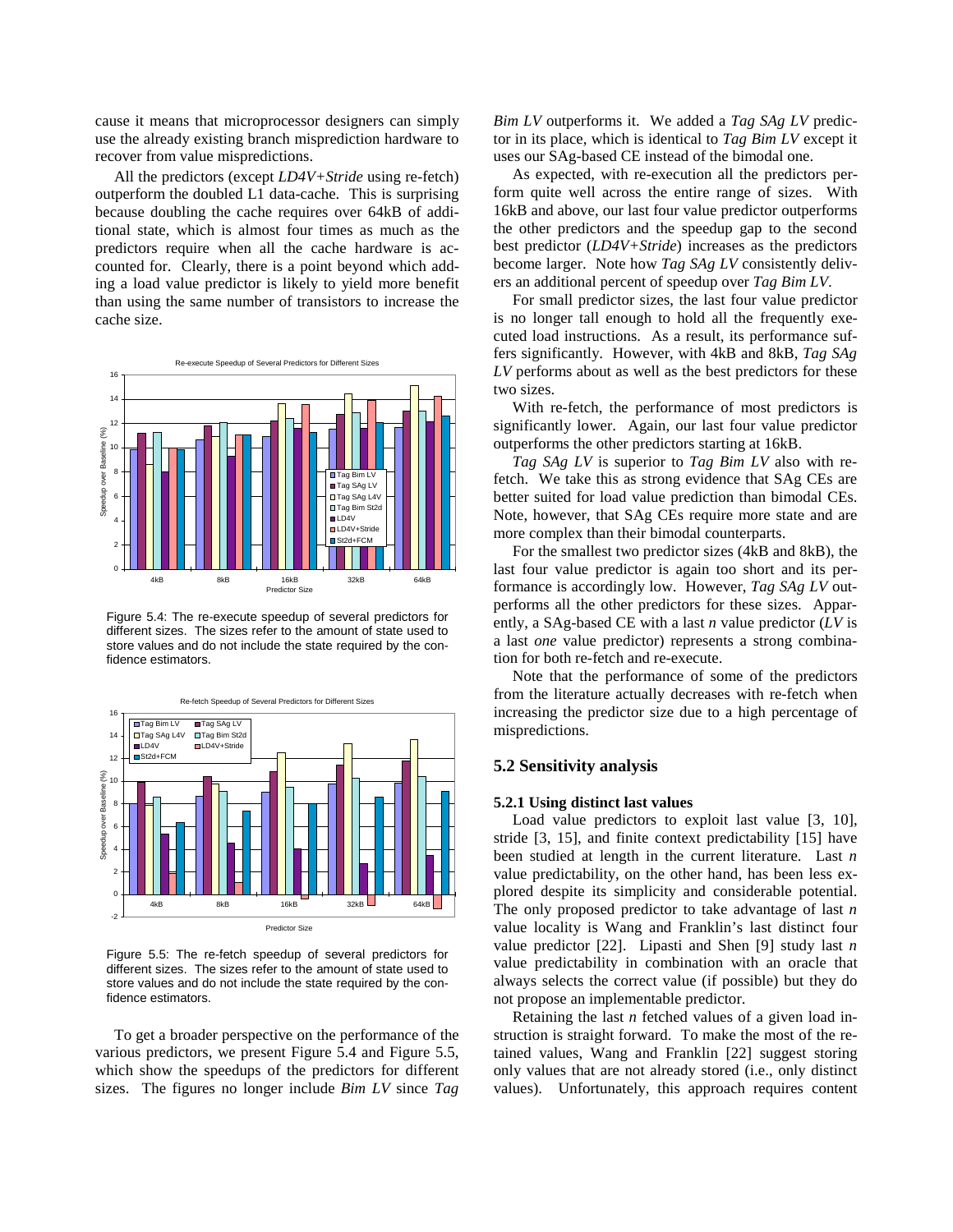cause it means that microprocessor designers can simply use the already existing branch misprediction hardware to recover from value mispredictions.

All the predictors (except *LD4V+Stride* using re-fetch) outperform the doubled L1 data-cache. This is surprising because doubling the cache requires over 64kB of additional state, which is almost four times as much as the predictors require when all the cache hardware is accounted for. Clearly, there is a point beyond which adding a load value predictor is likely to yield more benefit than using the same number of transistors to increase the cache size.

Figure 5.4: The re-execute speedup of several predictors for different sizes. The sizes refer to the amount of state used to store values and do not include the state required by the confidence estimators.

Figure 5.5: The re-fetch speedup of several predictors for different sizes. The sizes refer to the amount of state used to store values and do not include the state required by the confidence estimators.

To get a broader perspective on the performance of the various predictors, we present Figure 5.4 and Figure 5.5, which show the speedups of the predictors for different sizes. The figures no longer include *Bim LV* since *Tag Bim LV* outperforms it. We added a *Tag SAg LV* predictor in its place, which is identical to *Tag Bim LV* except it uses our SAg-based CE instead of the bimodal one.

As expected, with re-execution all the predictors perform quite well across the entire range of sizes. With 16kB and above, our last four value predictor outperforms the other predictors and the speedup gap to the second best predictor (*LD4V+Stride*) increases as the predictors become larger. Note how *Tag SAg LV* consistently delivers an additional percent of speedup over *Tag Bim LV*.

For small predictor sizes, the last four value predictor is no longer tall enough to hold all the frequently executed load instructions. As a result, its performance suffers significantly. However, with 4kB and 8kB, *Tag SAg LV* performs about as well as the best predictors for these two sizes.

With re-fetch, the performance of most predictors is significantly lower. Again, our last four value predictor outperforms the other predictors starting at 16kB.

*Tag SAg LV* is superior to *Tag Bim LV* also with re-fetch. We take this as strong evidence that SAg CEs are better suited for load value prediction than bimodal CEs. Note, however, that SAg CEs require more state and are more complex than their bimodal counterparts.

For the smallest two predictor sizes (4kB and 8kB), the last four value predictor is again too short and its performance is accordingly low. However, *Tag SAg LV* outperforms all the other predictors for these sizes. Apparently, a SAg-based CE with a last *n* value predictor (*LV* is a last *one* value predictor) represents a strong combination for both re-fetch and re-execute.

Note that the performance of some of the predictors from the literature actually decreases with re-fetch when increasing the predictor size due to a high percentage of mispredictions.

## 5.2 Sensitivity analysis

### 5.2.1 Using distinct last values

Load value predictors to exploit last value [3, 10], stride [3, 15], and finite context predictability [15] have been studied at length in the current literature. Last *n* value predictability, on the other hand, has been less explored despite its simplicity and considerable potential. The only proposed predictor to take advantage of last *n* value locality is Wang and Franklin's last distinct four value predictor [22]. Lipasti and Shen [9] study last *n* value predictability in combination with an oracle that always selects the correct value (if possible) but they do not propose an implementable predictor.

Retaining the last *n* fetched values of a given load instruction is straight forward. To make the most of the retained values, Wang and Franklin [22] suggest storing only values that are not already stored (i.e., only distinct values). Unfortunately, this approach requires content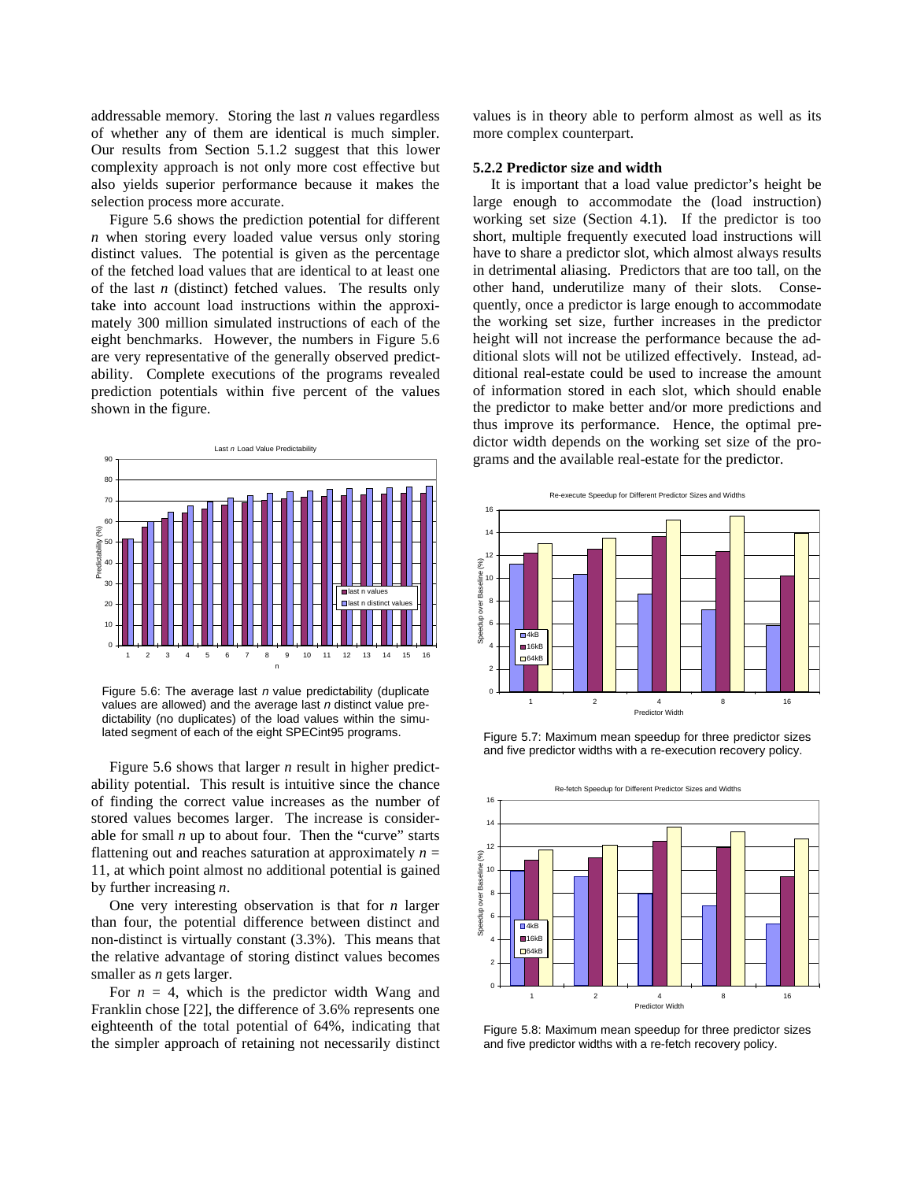addressable memory. Storing the last $n$ values regardless of whether any of them are identical is much simpler. Our results from Section 5.1.2 suggest that this lower complexity approach is not only more cost effective but also yields superior performance because it makes the selection process more accurate.

Figure 5.6 shows the prediction potential for different $n$ when storing every loaded value versus only storing distinct values. The potential is given as the percentage of the fetched load values that are identical to at least one of the last $n$ (distinct) fetched values. The results only take into account load instructions within the approximately 300 million simulated instructions of each of the eight benchmarks. However, the numbers in Figure 5.6 are very representative of the generally observed predictability. Complete executions of the programs revealed prediction potentials within five percent of the values shown in the figure.

Figure 5.6: The average last $n$ value predictability (duplicate values are allowed) and the average last $n$ distinct value predictability (no duplicates) of the load values within the simulated segment of each of the eight SPECint95 programs.

Figure 5.6 shows that larger $n$ result in higher predictability potential. This result is intuitive since the chance of finding the correct value increases as the number of stored values becomes larger. The increase is considerable for small $n$ up to about four. Then the "curve" starts flattening out and reaches saturation at approximately $n$ = 11, at which point almost no additional potential is gained by further increasing $n$.

One very interesting observation is that for $n$ larger than four, the potential difference between distinct and non-distinct is virtually constant (3.3%). This means that the relative advantage of storing distinct values becomes smaller as $n$ gets larger.

For $n$ = 4, which is the predictor width Wang and Franklin chose [22], the difference of 3.6% represents one eighteenth of the total potential of 64%, indicating that the simpler approach of retaining not necessarily distinct values is in theory able to perform almost as well as its more complex counterpart.

### 5.2.2 Predictor size and width

It is important that a load value predictor's height be large enough to accommodate the (load instruction) working set size (Section 4.1). If the predictor is too short, multiple frequently executed load instructions will have to share a predictor slot, which almost always results in detrimental aliasing. Predictors that are too tall, on the other hand, underutilize many of their slots. Consequently, once a predictor is large enough to accommodate the working set size, further increases in the predictor height will not increase the performance because the additional slots will not be utilized effectively. Instead, additional real-estate could be used to increase the amount of information stored in each slot, which should enable the predictor to make better and/or more predictions and thus improve its performance. Hence, the optimal predictor width depends on the working set size of the programs and the available real-estate for the predictor.

Figure 5.7: Maximum mean speedup for three predictor sizes and five predictor widths with a re-execution recovery policy.

Figure 5.8: Maximum mean speedup for three predictor sizes and five predictor widths with a re-fetch recovery policy.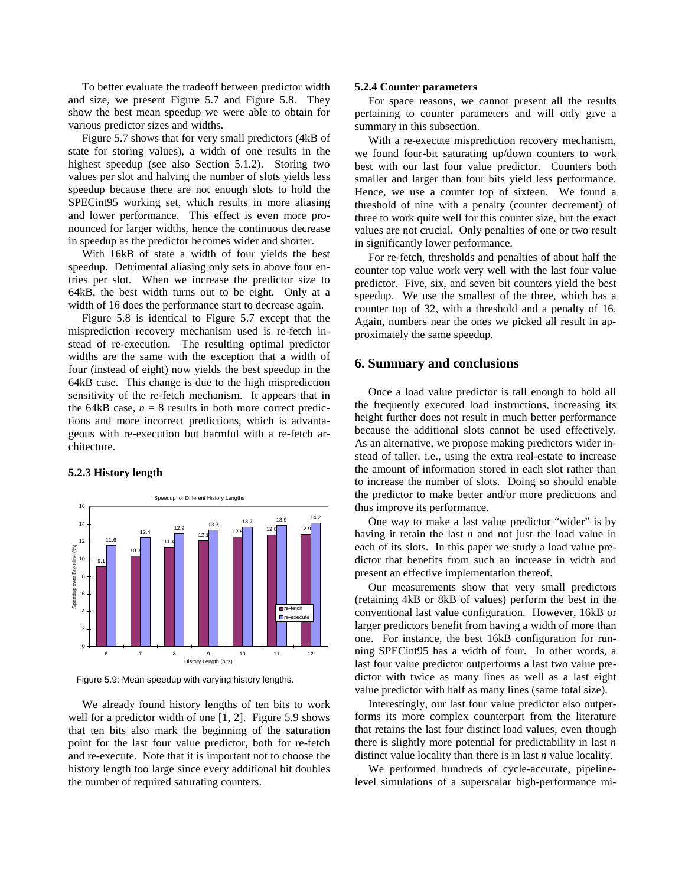To better evaluate the tradeoff between predictor width and size, we present Figure 5.7 and Figure 5.8. They show the best mean speedup we were able to obtain for various predictor sizes and widths.

Figure 5.7 shows that for very small predictors (4kB of state for storing values), a width of one results in the highest speedup (see also Section 5.1.2). Storing two values per slot and halving the number of slots yields less speedup because there are not enough slots to hold the SPECint95 working set, which results in more aliasing and lower performance. This effect is even more pronounced for larger widths, hence the continuous decrease in speedup as the predictor becomes wider and shorter.

With 16kB of state a width of four yields the best speedup. Detrimental aliasing only sets in above four entries per slot. When we increase the predictor size to 64kB, the best width turns out to be eight. Only at a width of 16 does the performance start to decrease again.

Figure 5.8 is identical to Figure 5.7 except that the misprediction recovery mechanism used is re-fetch instead of re-execution. The resulting optimal predictor widths are the same with the exception that a width of four (instead of eight) now yields the best speedup in the 64kB case. This change is due to the high misprediction sensitivity of the re-fetch mechanism. It appears that in the 64kB case, $n = 8$ results in both more correct predictions and more incorrect predictions, which is advantageous with re-execution but harmful with a re-fetch architecture.

### 5.2.3 History length

Speedup for Different History Lengths

| History Length (bits) | 6 | 7 | 8 | 9 | 10 | 11 | 12 |
|---|---|---|---|---|---|---|---|
| re-fetch | 9.1 | 10.3 | 11.4 | 12.1 | 12.5 | 12.8 | 12.9 |
| re-execute | 11.6 | 12.4 | 12.9 | 13.3 | 13.7 | 13.9 | 14.2 |

Figure 5.9: Mean speedup with varying history lengths.

We already found history lengths of ten bits to work well for a predictor width of one [1, 2]. Figure 5.9 shows that ten bits also mark the beginning of the saturation point for the last four value predictor, both for re-fetch and re-execute. Note that it is important not to choose the history length too large since every additional bit doubles the number of required saturating counters.

### 5.2.4 Counter parameters

For space reasons, we cannot present all the results pertaining to counter parameters and will only give a summary in this subsection.

With a re-execute misprediction recovery mechanism, we found four-bit saturating up/down counters to work best with our last four value predictor. Counters both smaller and larger than four bits yield less performance. Hence, we use a counter top of sixteen. We found a threshold of nine with a penalty (counter decrement) of three to work quite well for this counter size, but the exact values are not crucial. Only penalties of one or two result in significantly lower performance.

For re-fetch, thresholds and penalties of about half the counter top value work very well with the last four value predictor. Five, six, and seven bit counters yield the best speedup. We use the smallest of the three, which has a counter top of 32, with a threshold and a penalty of 16. Again, numbers near the ones we picked all result in approximately the same speedup.

## 6. Summary and conclusions

Once a load value predictor is tall enough to hold all the frequently executed load instructions, increasing its height further does not result in much better performance because the additional slots cannot be used effectively. As an alternative, we propose making predictors wider instead of taller, i.e., using the extra real-estate to increase the amount of information stored in each slot rather than to increase the number of slots. Doing so should enable the predictor to make better and/or more predictions and thus improve its performance.

One way to make a last value predictor "wider" is by having it retain the last *n* and not just the load value in each of its slots. In this paper we study a load value predictor that benefits from such an increase in width and present an effective implementation thereof.

Our measurements show that very small predictors (retaining 4kB or 8kB of values) perform the best in the conventional last value configuration. However, 16kB or larger predictors benefit from having a width of more than one. For instance, the best 16kB configuration for running SPECint95 has a width of four. In other words, a last four value predictor outperforms a last two value predictor with twice as many lines as well as a last eight value predictor with half as many lines (same total size).

Interestingly, our last four value predictor also outperforms its more complex counterpart from the literature that retains the last four distinct load values, even though there is slightly more potential for predictability in last *n* distinct value locality than there is in last *n* value locality.

We performed hundreds of cycle-accurate, pipeline-level simulations of a superscalar high-performance mi-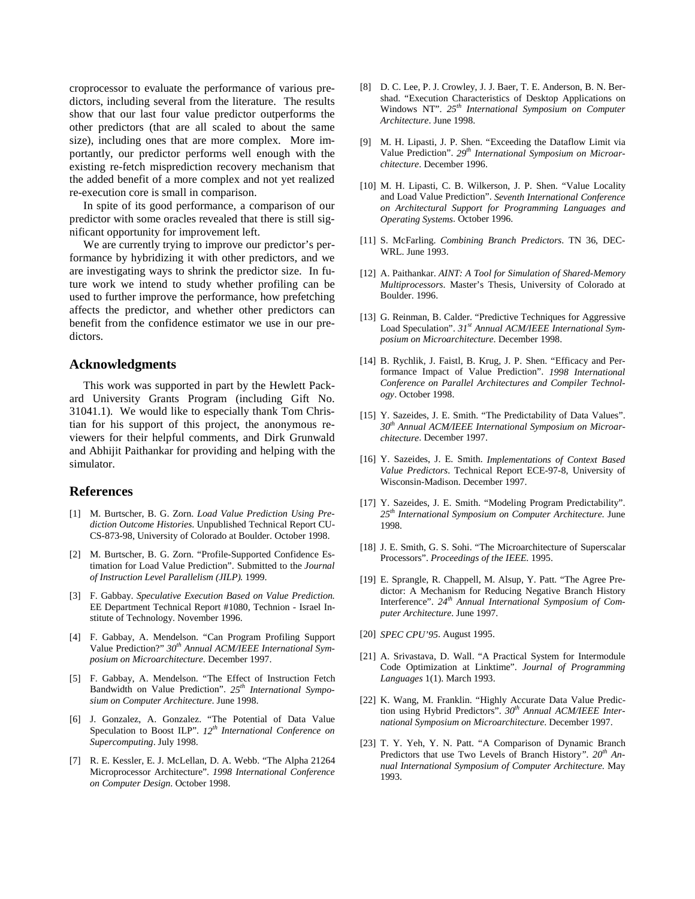croprocessor to evaluate the performance of various predictors, including several from the literature. The results show that our last four value predictor outperforms the other predictors (that are all scaled to about the same size), including ones that are more complex. More importantly, our predictor performs well enough with the existing re-fetch misprediction recovery mechanism that the added benefit of a more complex and not yet realized re-execution core is small in comparison.

In spite of its good performance, a comparison of our predictor with some oracles revealed that there is still significant opportunity for improvement left.

We are currently trying to improve our predictor's performance by hybridizing it with other predictors, and we are investigating ways to shrink the predictor size. In future work we intend to study whether profiling can be used to further improve the performance, how prefetching affects the predictor, and whether other predictors can benefit from the confidence estimator we use in our predictors.

## Acknowledgments

This work was supported in part by the Hewlett Packard University Grants Program (including Gift No. 31041.1). We would like to especially thank Tom Christian for his support of this project, the anonymous reviewers for their helpful comments, and Dirk Grunwald and Abhijit Paithankar for providing and helping with the simulator.

## References

[1] M. Burtscher, B. G. Zorn. *Load Value Prediction Using Prediction Outcome Histories*. Unpublished Technical Report CU-CS-873-98, University of Colorado at Boulder. October 1998.

[2] M. Burtscher, B. G. Zorn. "Profile-Supported Confidence Estimation for Load Value Prediction". Submitted to the *Journal of Instruction Level Parallelism (JILP)*. 1999.

[3] F. Gabbay. *Speculative Execution Based on Value Prediction*. EE Department Technical Report #1080, Technion - Israel Institute of Technology. November 1996.

[4] F. Gabbay, A. Mendelson. "Can Program Profiling Support Value Prediction?" *30th Annual ACM/IEEE International Symposium on Microarchitecture*. December 1997.

[5] F. Gabbay, A. Mendelson. "The Effect of Instruction Fetch Bandwidth on Value Prediction". *25th International Symposium on Computer Architecture*. June 1998.

[6] J. Gonzalez, A. Gonzalez. "The Potential of Data Value Speculation to Boost ILP". *12th International Conference on Supercomputing*. July 1998.

[7] R. E. Kessler, E. J. McLellan, D. A. Webb. "The Alpha 21264 Microprocessor Architecture". *1998 International Conference on Computer Design*. October 1998.

[8] D. C. Lee, P. J. Crowley, J. J. Baer, T. E. Anderson, B. N. Bershad. "Execution Characteristics of Desktop Applications on Windows NT". *25th International Symposium on Computer Architecture*. June 1998.

[9] M. H. Lipasti, J. P. Shen. "Exceeding the Dataflow Limit via Value Prediction". *29th International Symposium on Microarchitecture*. December 1996.

[10] M. H. Lipasti, C. B. Wilkerson, J. P. Shen. "Value Locality and Load Value Prediction". *Seventh International Conference on Architectural Support for Programming Languages and Operating Systems*. October 1996.

[11] S. McFarling. *Combining Branch Predictors*. TN 36, DEC-WRL. June 1993.

[12] A. Paithankar. *AINT: A Tool for Simulation of Shared-Memory Multiprocessors*. Master's Thesis, University of Colorado at Boulder. 1996.

[13] G. Reinman, B. Calder. "Predictive Techniques for Aggressive Load Speculation". *31st Annual ACM/IEEE International Symposium on Microarchitecture*. December 1998.

[14] B. Rychlik, J. Faistl, B. Krug, J. P. Shen. "Efficacy and Performance Impact of Value Prediction". *1998 International Conference on Parallel Architectures and Compiler Technology*. October 1998.

[15] Y. Sazeides, J. E. Smith. "The Predictability of Data Values". *30th Annual ACM/IEEE International Symposium on Microarchitecture*. December 1997.

[16] Y. Sazeides, J. E. Smith. *Implementations of Context Based Value Predictors*. Technical Report ECE-97-8, University of Wisconsin-Madison. December 1997.

[17] Y. Sazeides, J. E. Smith. "Modeling Program Predictability". *25th International Symposium on Computer Architecture*. June 1998.

[18] J. E. Smith, G. S. Sohi. "The Microarchitecture of Superscalar Processors". *Proceedings of the IEEE*. 1995.

[19] E. Sprangle, R. Chappell, M. Alsup, Y. Patt. "The Agree Predictor: A Mechanism for Reducing Negative Branch History Interference". *24th Annual International Symposium of Computer Architecture*. June 1997.

[20] *SPEC CPU'95*. August 1995.

[21] A. Srivastava, D. Wall. "A Practical System for Intermodule Code Optimization at Linktime". *Journal of Programming Languages* 1(1). March 1993.

[22] K. Wang, M. Franklin. "Highly Accurate Data Value Prediction using Hybrid Predictors". *30th Annual ACM/IEEE International Symposium on Microarchitecture*. December 1997.

[23] T. Y. Yeh, Y. N. Patt. "A Comparison of Dynamic Branch Predictors that use Two Levels of Branch History". *20th Annual International Symposium of Computer Architecture*. May 1993.